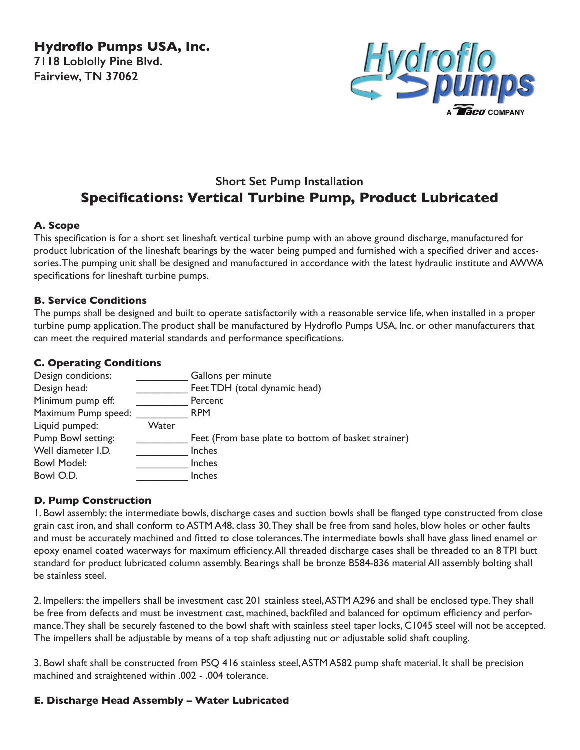**Hydroflo Pumps USA, Inc.**
**7118 Loblolly Pine Blvd.**
**Fairview, TN 37062**

## Short Set Pump Installation

# Specifications: Vertical Turbine Pump, Product Lubricated

### A. Scope

This specification is for a short set lineshaft vertical turbine pump with an above ground discharge, manufactured for product lubrication of the lineshaft bearings by the water being pumped and furnished with a specified driver and accessories. The pumping unit shall be designed and manufactured in accordance with the latest hydraulic institute and AWWA specifications for lineshaft turbine pumps.

### B. Service Conditions

The pumps shall be designed and built to operate satisfactorily with a reasonable service life, when installed in a proper turbine pump application. The product shall be manufactured by Hydroflo Pumps USA, Inc. or other manufacturers that can meet the required material standards and performance specifications.

### C. Operating Conditions

| | | |
|---|---|---|
| Design conditions: | __________ | Gallons per minute |
| Design head: | __________ | Feet TDH (total dynamic head) |
| Minimum pump eff: | __________ | Percent |
| Maximum Pump speed: | __________ | RPM |
| Liquid pumped: | Water | |
| Pump Bowl setting: | __________ | Feet (From base plate to bottom of basket strainer) |
| Well diameter I.D. | __________ | Inches |
| Bowl Model: | __________ | Inches |
| Bowl O.D. | __________ | Inches |

### D. Pump Construction

1. Bowl assembly: the intermediate bowls, discharge cases and suction bowls shall be flanged type constructed from close grain cast iron, and shall conform to ASTM A48, class 30. They shall be free from sand holes, blow holes or other faults and must be accurately machined and fitted to close tolerances. The intermediate bowls shall have glass lined enamel or epoxy enamel coated waterways for maximum efficiency. All threaded discharge cases shall be threaded to an 8 TPI butt standard for product lubricated column assembly. Bearings shall be bronze B584-836 material All assembly bolting shall be stainless steel.

2. Impellers: the impellers shall be investment cast 201 stainless steel, ASTM A296 and shall be enclosed type. They shall be free from defects and must be investment cast, machined, backfiled and balanced for optimum efficiency and performance. They shall be securely fastened to the bowl shaft with stainless steel taper locks, C1045 steel will not be accepted. The impellers shall be adjustable by means of a top shaft adjusting nut or adjustable solid shaft coupling.

3. Bowl shaft shall be constructed from PSQ 416 stainless steel, ASTM A582 pump shaft material. It shall be precision machined and straightened within .002 - .004 tolerance.

### E. Discharge Head Assembly – Water Lubricated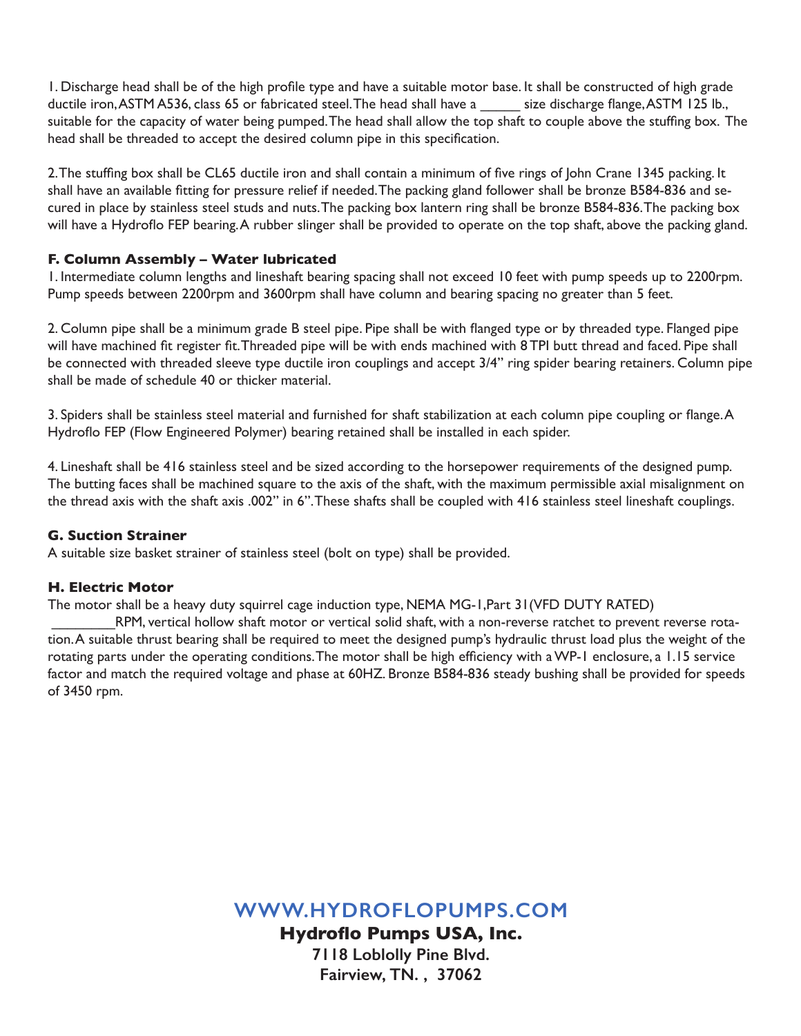1. Discharge head shall be of the high profile type and have a suitable motor base. It shall be constructed of high grade ductile iron, ASTM A536, class 65 or fabricated steel. The head shall have a _____ size discharge flange, ASTM 125 lb., suitable for the capacity of water being pumped. The head shall allow the top shaft to couple above the stuffing box. The head shall be threaded to accept the desired column pipe in this specification.

2. The stuffing box shall be CL65 ductile iron and shall contain a minimum of five rings of John Crane 1345 packing. It shall have an available fitting for pressure relief if needed. The packing gland follower shall be bronze B584-836 and secured in place by stainless steel studs and nuts. The packing box lantern ring shall be bronze B584-836. The packing box will have a Hydroflo FEP bearing. A rubber slinger shall be provided to operate on the top shaft, above the packing gland.

### F. Column Assembly – Water lubricated

1. Intermediate column lengths and lineshaft bearing spacing shall not exceed 10 feet with pump speeds up to 2200rpm. Pump speeds between 2200rpm and 3600rpm shall have column and bearing spacing no greater than 5 feet.

2. Column pipe shall be a minimum grade B steel pipe. Pipe shall be with flanged type or by threaded type. Flanged pipe will have machined fit register fit. Threaded pipe will be with ends machined with 8 TPI butt thread and faced. Pipe shall be connected with threaded sleeve type ductile iron couplings and accept 3/4" ring spider bearing retainers. Column pipe shall be made of schedule 40 or thicker material.

3. Spiders shall be stainless steel material and furnished for shaft stabilization at each column pipe coupling or flange. A Hydroflo FEP (Flow Engineered Polymer) bearing retained shall be installed in each spider.

4. Lineshaft shall be 416 stainless steel and be sized according to the horsepower requirements of the designed pump. The butting faces shall be machined square to the axis of the shaft, with the maximum permissible axial misalignment on the thread axis with the shaft axis .002" in 6". These shafts shall be coupled with 416 stainless steel lineshaft couplings.

### G. Suction Strainer

A suitable size basket strainer of stainless steel (bolt on type) shall be provided.

### H. Electric Motor

The motor shall be a heavy duty squirrel cage induction type, NEMA MG-1, Part 31 (VFD DUTY RATED) ________RPM, vertical hollow shaft motor or vertical solid shaft, with a non-reverse ratchet to prevent reverse rotation. A suitable thrust bearing shall be required to meet the designed pump's hydraulic thrust load plus the weight of the rotating parts under the operating conditions. The motor shall be high efficiency with a WP-1 enclosure, a 1.15 service factor and match the required voltage and phase at 60HZ. Bronze B584-836 steady bushing shall be provided for speeds of 3450 rpm.

**WWW.HYDROFLOPUMPS.COM**

**Hydroflo Pumps USA, Inc.**
**7118 Loblolly Pine Blvd.**
**Fairview, TN. , 37062**